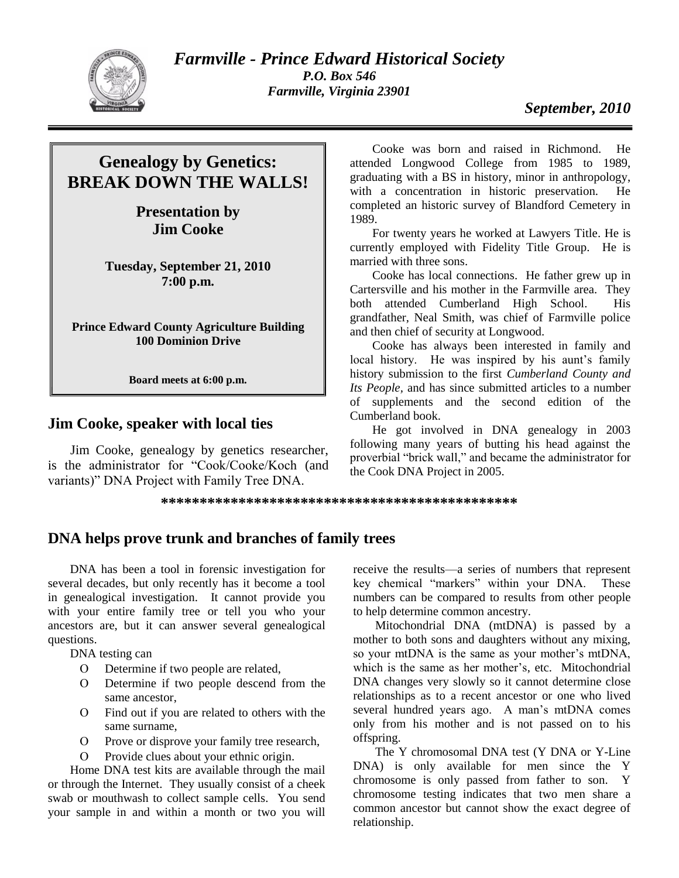# *Farmville - Prince Edward Historical Society*

***P.O. Box 546***
***Farmville, Virginia 23901***

***September, 2010***

## Genealogy by Genetics: BREAK DOWN THE WALLS!

### Presentation by Jim Cooke

**Tuesday, September 21, 2010**
**7:00 p.m.**

**Prince Edward County Agriculture Building**
**100 Dominion Drive**

**Board meets at 6:00 p.m.**

## Jim Cooke, speaker with local ties

Jim Cooke, genealogy by genetics researcher, is the administrator for "Cook/Cooke/Koch (and variants)" DNA Project with Family Tree DNA.

Cooke was born and raised in Richmond. He attended Longwood College from 1985 to 1989, graduating with a BS in history, minor in anthropology, with a concentration in historic preservation. He completed an historic survey of Blandford Cemetery in 1989.

For twenty years he worked at Lawyers Title. He is currently employed with Fidelity Title Group. He is married with three sons.

Cooke has local connections. He father grew up in Cartersville and his mother in the Farmville area. They both attended Cumberland High School. His grandfather, Neal Smith, was chief of Farmville police and then chief of security at Longwood.

Cooke has always been interested in family and local history. He was inspired by his aunt's family history submission to the first *Cumberland County and Its People*, and has since submitted articles to a number of supplements and the second edition of the Cumberland book.

He got involved in DNA genealogy in 2003 following many years of butting his head against the proverbial "brick wall," and became the administrator for the Cook DNA Project in 2005.

*********************************************

## DNA helps prove trunk and branches of family trees

DNA has been a tool in forensic investigation for several decades, but only recently has it become a tool in genealogical investigation. It cannot provide you with your entire family tree or tell you who your ancestors are, but it can answer several genealogical questions.

DNA testing can

- Determine if two people are related,
- Determine if two people descend from the same ancestor,
- Find out if you are related to others with the same surname,
- Prove or disprove your family tree research,
- Provide clues about your ethnic origin.

Home DNA test kits are available through the mail or through the Internet. They usually consist of a cheek swab or mouthwash to collect sample cells. You send your sample in and within a month or two you will receive the results—a series of numbers that represent key chemical "markers" within your DNA. These numbers can be compared to results from other people to help determine common ancestry.

Mitochondrial DNA (mtDNA) is passed by a mother to both sons and daughters without any mixing, so your mtDNA is the same as your mother's mtDNA, which is the same as her mother's, etc. Mitochondrial DNA changes very slowly so it cannot determine close relationships as to a recent ancestor or one who lived several hundred years ago. A man's mtDNA comes only from his mother and is not passed on to his offspring.

The Y chromosomal DNA test (Y DNA or Y-Line DNA) is only available for men since the Y chromosome is only passed from father to son. Y chromosome testing indicates that two men share a common ancestor but cannot show the exact degree of relationship.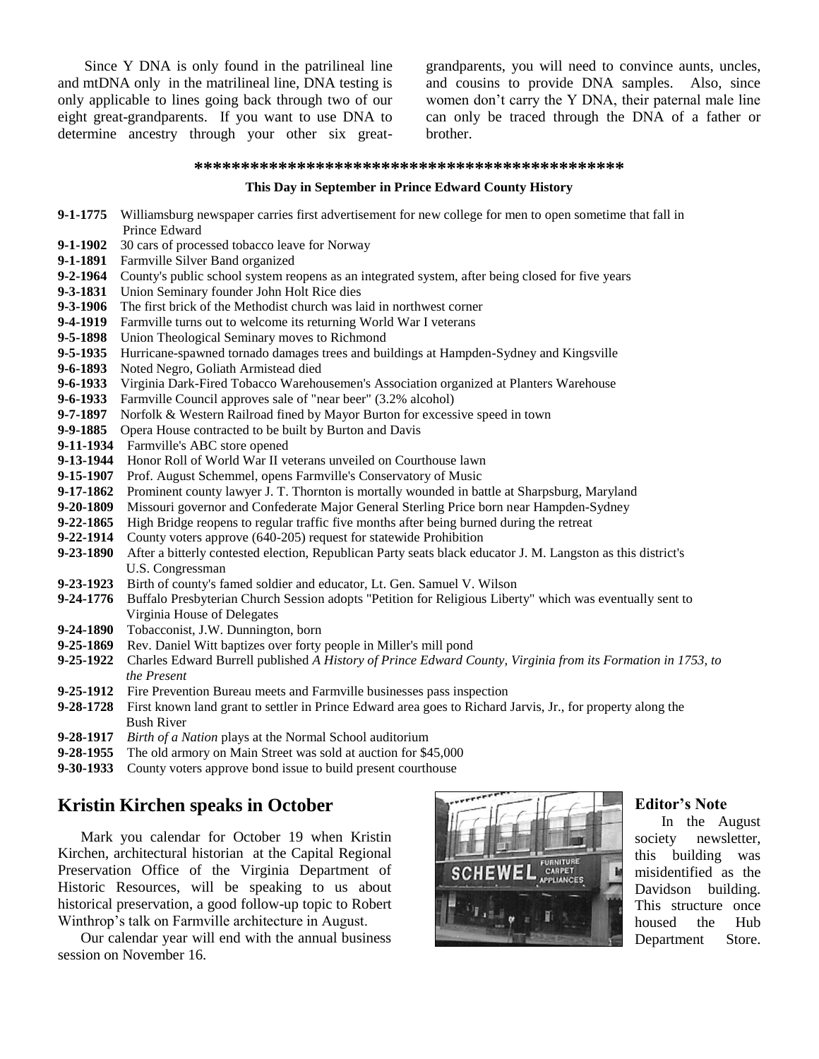Since Y DNA is only found in the patrilineal line and mtDNA only in the matrilineal line, DNA testing is only applicable to lines going back through two of our eight great-grandparents. If you want to use DNA to determine ancestry through your other six great-grandparents, you will need to convince aunts, uncles, and cousins to provide DNA samples. Also, since women don't carry the Y DNA, their paternal male line can only be traced through the DNA of a father or brother.

\*\*\*\*\*\*\*\*\*\*\*\*\*\*\*\*\*\*\*\*\*\*\*\*\*\*\*\*\*\*\*\*\*\*\*\*\*\*\*\*\*\*\*\*\*\*\*\*

**This Day in September in Prince Edward County History**

**9-1-1775** Williamsburg newspaper carries first advertisement for new college for men to open sometime that fall in Prince Edward
**9-1-1902** 30 cars of processed tobacco leave for Norway
**9-1-1891** Farmville Silver Band organized
**9-2-1964** County's public school system reopens as an integrated system, after being closed for five years
**9-3-1831** Union Seminary founder John Holt Rice dies
**9-3-1906** The first brick of the Methodist church was laid in northwest corner
**9-4-1919** Farmville turns out to welcome its returning World War I veterans
**9-5-1898** Union Theological Seminary moves to Richmond
**9-5-1935** Hurricane-spawned tornado damages trees and buildings at Hampden-Sydney and Kingsville
**9-6-1893** Noted Negro, Goliath Armistead died
**9-6-1933** Virginia Dark-Fired Tobacco Warehousemen's Association organized at Planters Warehouse
**9-6-1933** Farmville Council approves sale of "near beer" (3.2% alcohol)
**9-7-1897** Norfolk & Western Railroad fined by Mayor Burton for excessive speed in town
**9-9-1885** Opera House contracted to be built by Burton and Davis
**9-11-1934** Farmville's ABC store opened
**9-13-1944** Honor Roll of World War II veterans unveiled on Courthouse lawn
**9-15-1907** Prof. August Schemmel, opens Farmville's Conservatory of Music
**9-17-1862** Prominent county lawyer J. T. Thornton is mortally wounded in battle at Sharpsburg, Maryland
**9-20-1809** Missouri governor and Confederate Major General Sterling Price born near Hampden-Sydney
**9-22-1865** High Bridge reopens to regular traffic five months after being burned during the retreat
**9-22-1914** County voters approve (640-205) request for statewide Prohibition
**9-23-1890** After a bitterly contested election, Republican Party seats black educator J. M. Langston as this district's U.S. Congressman
**9-23-1923** Birth of county's famed soldier and educator, Lt. Gen. Samuel V. Wilson
**9-24-1776** Buffalo Presbyterian Church Session adopts "Petition for Religious Liberty" which was eventually sent to Virginia House of Delegates
**9-24-1890** Tobacconist, J.W. Dunnington, born
**9-25-1869** Rev. Daniel Witt baptizes over forty people in Miller's mill pond
**9-25-1922** Charles Edward Burrell published *A History of Prince Edward County, Virginia from its Formation in 1753, to the Present*
**9-25-1912** Fire Prevention Bureau meets and Farmville businesses pass inspection
**9-28-1728** First known land grant to settler in Prince Edward area goes to Richard Jarvis, Jr., for property along the Bush River
**9-28-1917** *Birth of a Nation* plays at the Normal School auditorium
**9-28-1955** The old armory on Main Street was sold at auction for $45,000
**9-30-1933** County voters approve bond issue to build present courthouse

## Kristin Kirchen speaks in October

Mark you calendar for October 19 when Kristin Kirchen, architectural historian at the Capital Regional Preservation Office of the Virginia Department of Historic Resources, will be speaking to us about historical preservation, a good follow-up topic to Robert Winthrop's talk on Farmville architecture in August.

Our calendar year will end with the annual business session on November 16.

**Editor's Note**

In the August society newsletter, this building was misidentified as the Davidson building. This structure once housed the Hub Department Store.